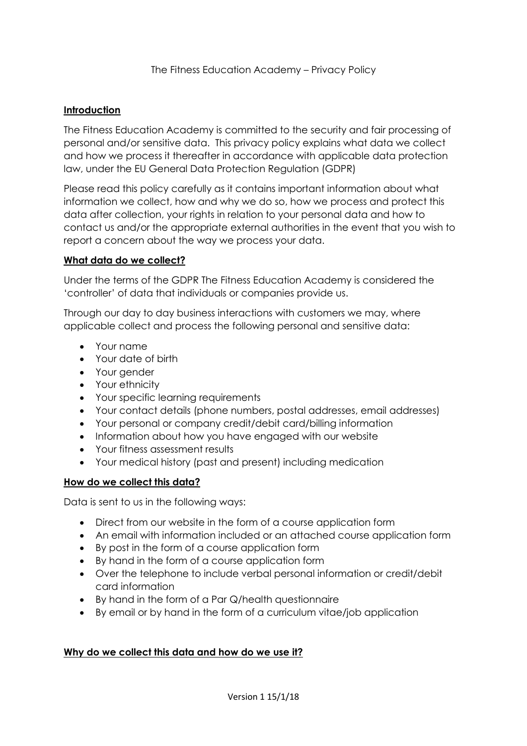The Fitness Education Academy – Privacy Policy

## Introduction

The Fitness Education Academy is committed to the security and fair processing of personal and/or sensitive data. This privacy policy explains what data we collect and how we process it thereafter in accordance with applicable data protection law, under the EU General Data Protection Regulation (GDPR)

Please read this policy carefully as it contains important information about what information we collect, how and why we do so, how we process and protect this data after collection, your rights in relation to your personal data and how to contact us and/or the appropriate external authorities in the event that you wish to report a concern about the way we process your data.

## What data do we collect?

Under the terms of the GDPR The Fitness Education Academy is considered the 'controller' of data that individuals or companies provide us.

Through our day to day business interactions with customers we may, where applicable collect and process the following personal and sensitive data:

- Your name
- Your date of birth
- Your gender
- Your ethnicity
- Your specific learning requirements
- Your contact details (phone numbers, postal addresses, email addresses)
- Your personal or company credit/debit card/billing information
- Information about how you have engaged with our website
- Your fitness assessment results
- Your medical history (past and present) including medication

## How do we collect this data?

Data is sent to us in the following ways:

- Direct from our website in the form of a course application form
- An email with information included or an attached course application form
- By post in the form of a course application form
- By hand in the form of a course application form
- Over the telephone to include verbal personal information or credit/debit card information
- By hand in the form of a Par Q/health questionnaire
- By email or by hand in the form of a curriculum vitae/job application

## Why do we collect this data and how do we use it?

Version 1 15/1/18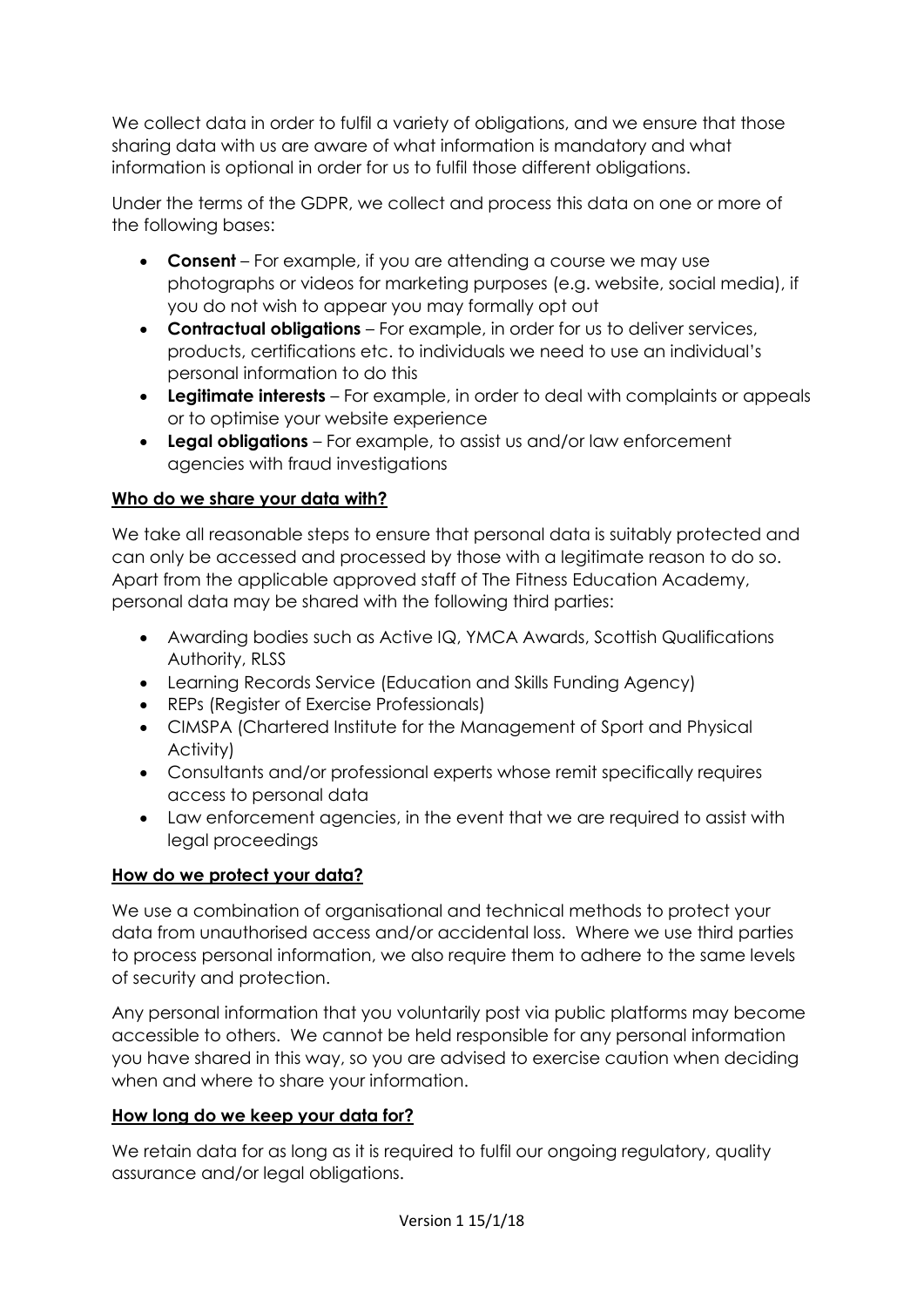We collect data in order to fulfil a variety of obligations, and we ensure that those sharing data with us are aware of what information is mandatory and what information is optional in order for us to fulfil those different obligations.

Under the terms of the GDPR, we collect and process this data on one or more of the following bases:

- **Consent** – For example, if you are attending a course we may use photographs or videos for marketing purposes (e.g. website, social media), if you do not wish to appear you may formally opt out
- **Contractual obligations** – For example, in order for us to deliver services, products, certifications etc. to individuals we need to use an individual's personal information to do this
- **Legitimate interests** – For example, in order to deal with complaints or appeals or to optimise your website experience
- **Legal obligations** – For example, to assist us and/or law enforcement agencies with fraud investigations

## Who do we share your data with?

We take all reasonable steps to ensure that personal data is suitably protected and can only be accessed and processed by those with a legitimate reason to do so. Apart from the applicable approved staff of The Fitness Education Academy, personal data may be shared with the following third parties:

- Awarding bodies such as Active IQ, YMCA Awards, Scottish Qualifications Authority, RLSS
- Learning Records Service (Education and Skills Funding Agency)
- REPs (Register of Exercise Professionals)
- CIMSPA (Chartered Institute for the Management of Sport and Physical Activity)
- Consultants and/or professional experts whose remit specifically requires access to personal data
- Law enforcement agencies, in the event that we are required to assist with legal proceedings

## How do we protect your data?

We use a combination of organisational and technical methods to protect your data from unauthorised access and/or accidental loss. Where we use third parties to process personal information, we also require them to adhere to the same levels of security and protection.

Any personal information that you voluntarily post via public platforms may become accessible to others. We cannot be held responsible for any personal information you have shared in this way, so you are advised to exercise caution when deciding when and where to share your information.

## How long do we keep your data for?

We retain data for as long as it is required to fulfil our ongoing regulatory, quality assurance and/or legal obligations.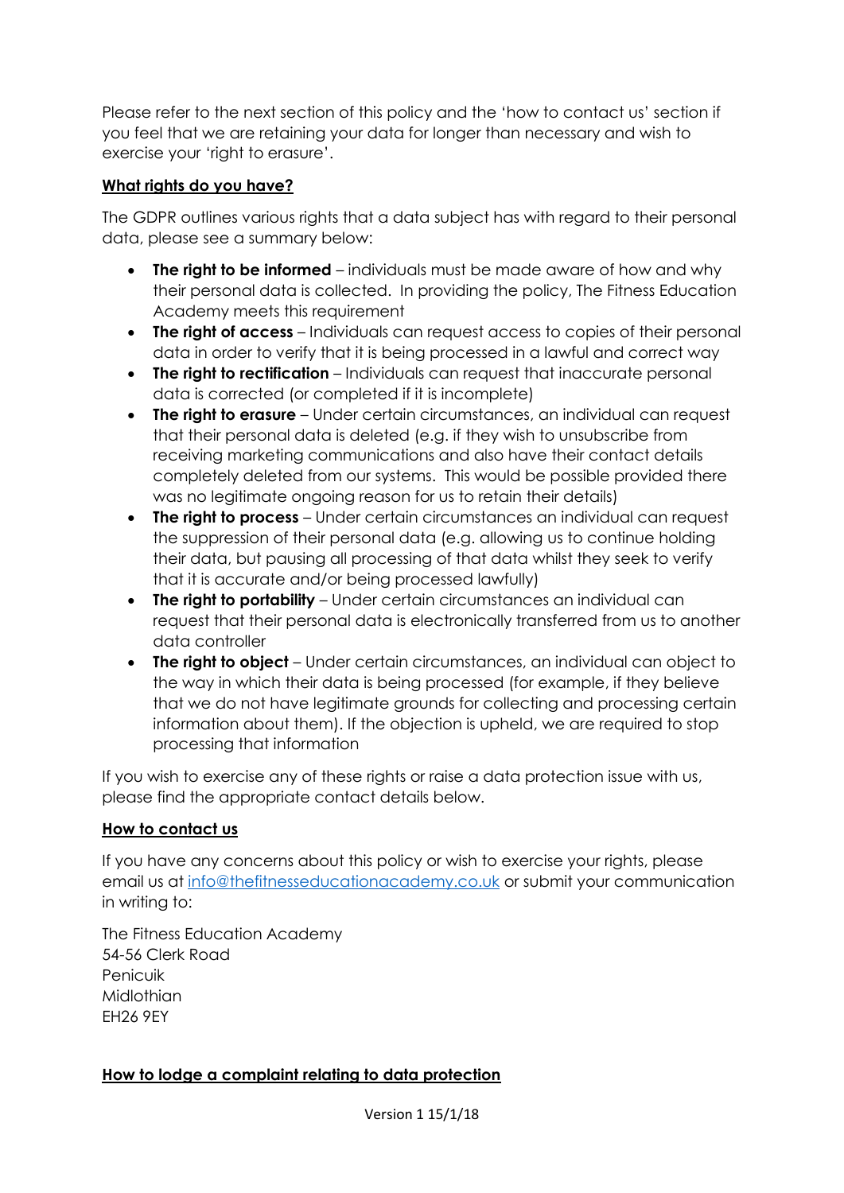Please refer to the next section of this policy and the 'how to contact us' section if you feel that we are retaining your data for longer than necessary and wish to exercise your 'right to erasure'.

## What rights do you have?

The GDPR outlines various rights that a data subject has with regard to their personal data, please see a summary below:

- **The right to be informed** – individuals must be made aware of how and why their personal data is collected. In providing the policy, The Fitness Education Academy meets this requirement
- **The right of access** – Individuals can request access to copies of their personal data in order to verify that it is being processed in a lawful and correct way
- **The right to rectification** – Individuals can request that inaccurate personal data is corrected (or completed if it is incomplete)
- **The right to erasure** – Under certain circumstances, an individual can request that their personal data is deleted (e.g. if they wish to unsubscribe from receiving marketing communications and also have their contact details completely deleted from our systems. This would be possible provided there was no legitimate ongoing reason for us to retain their details)
- **The right to process** – Under certain circumstances an individual can request the suppression of their personal data (e.g. allowing us to continue holding their data, but pausing all processing of that data whilst they seek to verify that it is accurate and/or being processed lawfully)
- **The right to portability** – Under certain circumstances an individual can request that their personal data is electronically transferred from us to another data controller
- **The right to object** – Under certain circumstances, an individual can object to the way in which their data is being processed (for example, if they believe that we do not have legitimate grounds for collecting and processing certain information about them). If the objection is upheld, we are required to stop processing that information

If you wish to exercise any of these rights or raise a data protection issue with us, please find the appropriate contact details below.

## How to contact us

If you have any concerns about this policy or wish to exercise your rights, please email us at info@thefitnesseducationacademy.co.uk or submit your communication in writing to:

The Fitness Education Academy
54-56 Clerk Road
Penicuik
Midlothian
EH26 9EY

## How to lodge a complaint relating to data protection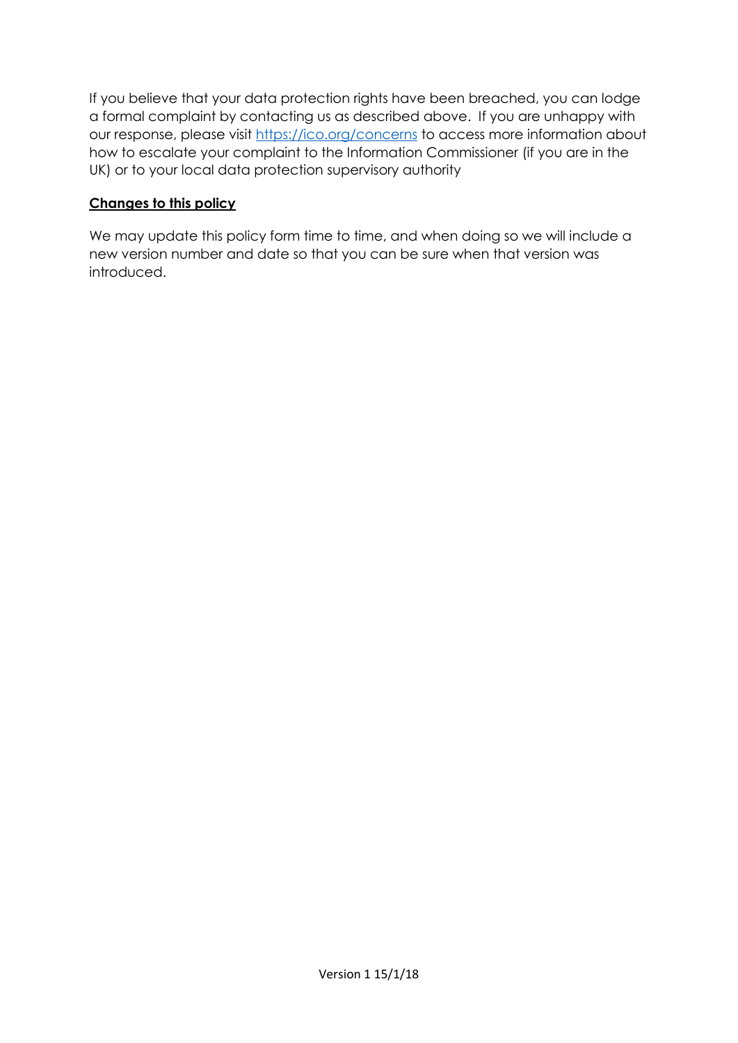If you believe that your data protection rights have been breached, you can lodge a formal complaint by contacting us as described above. If you are unhappy with our response, please visit [https://ico.org/concerns](https://ico.org/concerns) to access more information about how to escalate your complaint to the Information Commissioner (if you are in the UK) or to your local data protection supervisory authority

**Changes to this policy**

We may update this policy form time to time, and when doing so we will include a new version number and date so that you can be sure when that version was introduced.